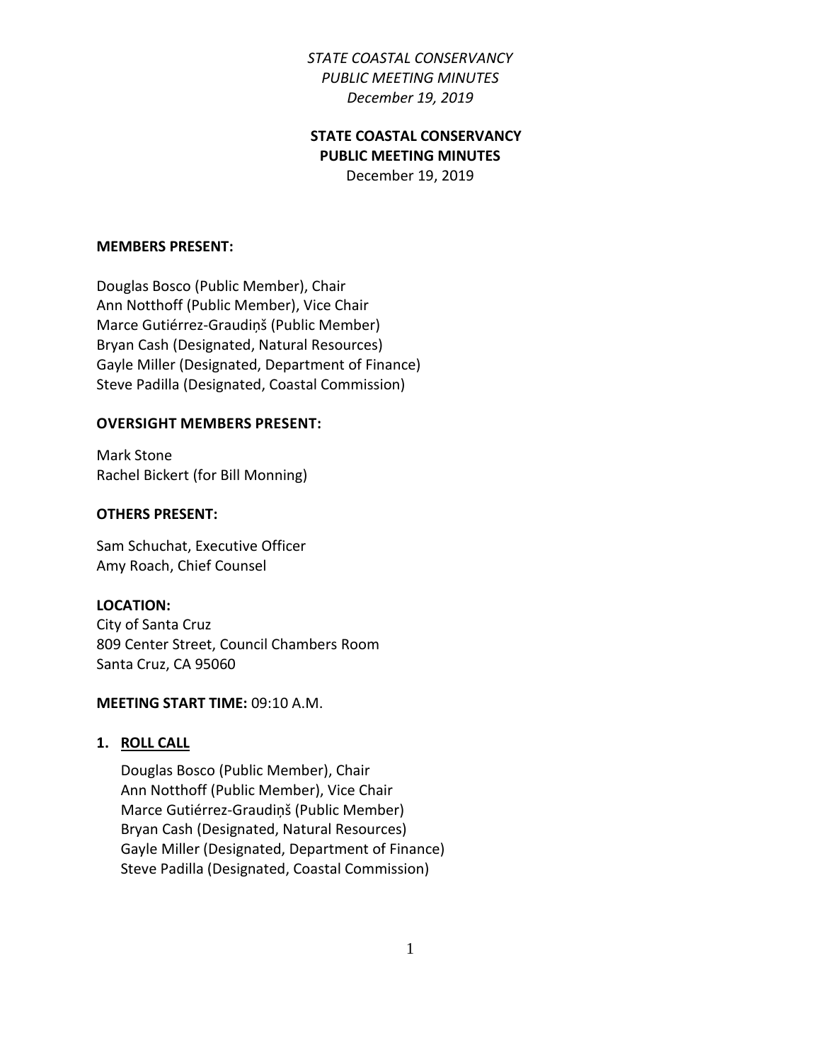# STATE COASTAL CONSERVANCY
## PUBLIC MEETING MINUTES

December 19, 2019

**MEMBERS PRESENT:**

Douglas Bosco (Public Member), Chair
Ann Notthoff (Public Member), Vice Chair
Marce Gutiérrez-Graudiņš (Public Member)
Bryan Cash (Designated, Natural Resources)
Gayle Miller (Designated, Department of Finance)
Steve Padilla (Designated, Coastal Commission)

**OVERSIGHT MEMBERS PRESENT:**

Mark Stone
Rachel Bickert (for Bill Monning)

**OTHERS PRESENT:**

Sam Schuchat, Executive Officer
Amy Roach, Chief Counsel

**LOCATION:**
City of Santa Cruz
809 Center Street, Council Chambers Room
Santa Cruz, CA 95060

**MEETING START TIME:** 09:10 A.M.

1. **ROLL CALL**

   Douglas Bosco (Public Member), Chair
   Ann Notthoff (Public Member), Vice Chair
   Marce Gutiérrez-Graudiņš (Public Member)
   Bryan Cash (Designated, Natural Resources)
   Gayle Miller (Designated, Department of Finance)
   Steve Padilla (Designated, Coastal Commission)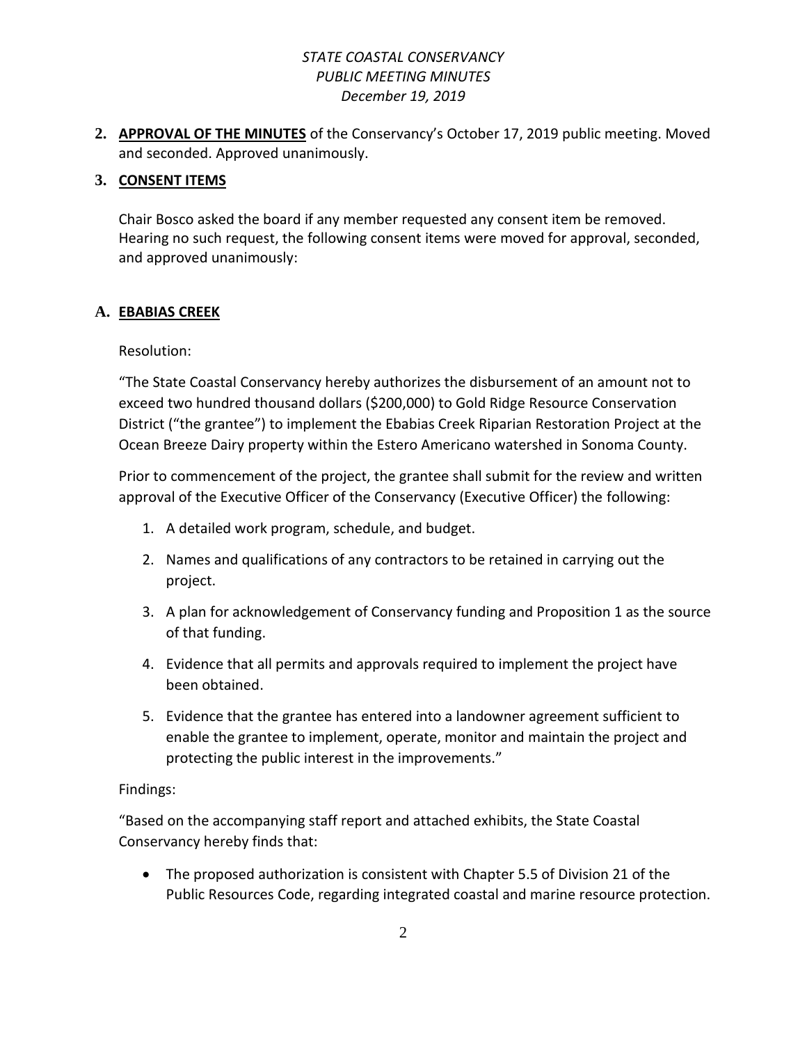**2. <u>APPROVAL OF THE MINUTES</u>** of the Conservancy's October 17, 2019 public meeting. Moved and seconded. Approved unanimously.

**3. <u>CONSENT ITEMS</u>**

Chair Bosco asked the board if any member requested any consent item be removed. Hearing no such request, the following consent items were moved for approval, seconded, and approved unanimously:

**A. <u>EBABIAS CREEK</u>**

Resolution:

"The State Coastal Conservancy hereby authorizes the disbursement of an amount not to exceed two hundred thousand dollars ($200,000) to Gold Ridge Resource Conservation District ("the grantee") to implement the Ebabias Creek Riparian Restoration Project at the Ocean Breeze Dairy property within the Estero Americano watershed in Sonoma County.

Prior to commencement of the project, the grantee shall submit for the review and written approval of the Executive Officer of the Conservancy (Executive Officer) the following:

1. A detailed work program, schedule, and budget.
2. Names and qualifications of any contractors to be retained in carrying out the project.
3. A plan for acknowledgement of Conservancy funding and Proposition 1 as the source of that funding.
4. Evidence that all permits and approvals required to implement the project have been obtained.
5. Evidence that the grantee has entered into a landowner agreement sufficient to enable the grantee to implement, operate, monitor and maintain the project and protecting the public interest in the improvements."

Findings:

"Based on the accompanying staff report and attached exhibits, the State Coastal Conservancy hereby finds that:

- The proposed authorization is consistent with Chapter 5.5 of Division 21 of the Public Resources Code, regarding integrated coastal and marine resource protection.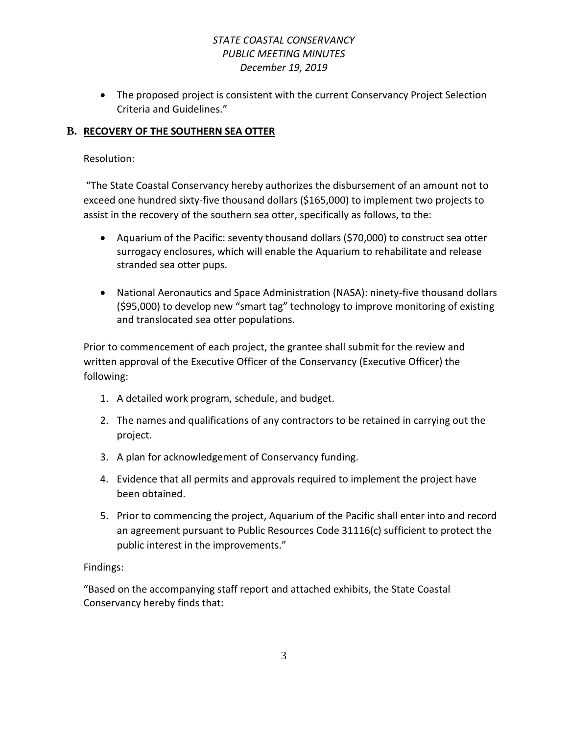- The proposed project is consistent with the current Conservancy Project Selection Criteria and Guidelines."

## B. RECOVERY OF THE SOUTHERN SEA OTTER

Resolution:

"The State Coastal Conservancy hereby authorizes the disbursement of an amount not to exceed one hundred sixty-five thousand dollars ($165,000) to implement two projects to assist in the recovery of the southern sea otter, specifically as follows, to the:

- Aquarium of the Pacific: seventy thousand dollars ($70,000) to construct sea otter surrogacy enclosures, which will enable the Aquarium to rehabilitate and release stranded sea otter pups.

- National Aeronautics and Space Administration (NASA): ninety-five thousand dollars ($95,000) to develop new "smart tag" technology to improve monitoring of existing and translocated sea otter populations.

Prior to commencement of each project, the grantee shall submit for the review and written approval of the Executive Officer of the Conservancy (Executive Officer) the following:

1. A detailed work program, schedule, and budget.
2. The names and qualifications of any contractors to be retained in carrying out the project.
3. A plan for acknowledgement of Conservancy funding.
4. Evidence that all permits and approvals required to implement the project have been obtained.
5. Prior to commencing the project, Aquarium of the Pacific shall enter into and record an agreement pursuant to Public Resources Code 31116(c) sufficient to protect the public interest in the improvements."

Findings:

"Based on the accompanying staff report and attached exhibits, the State Coastal Conservancy hereby finds that: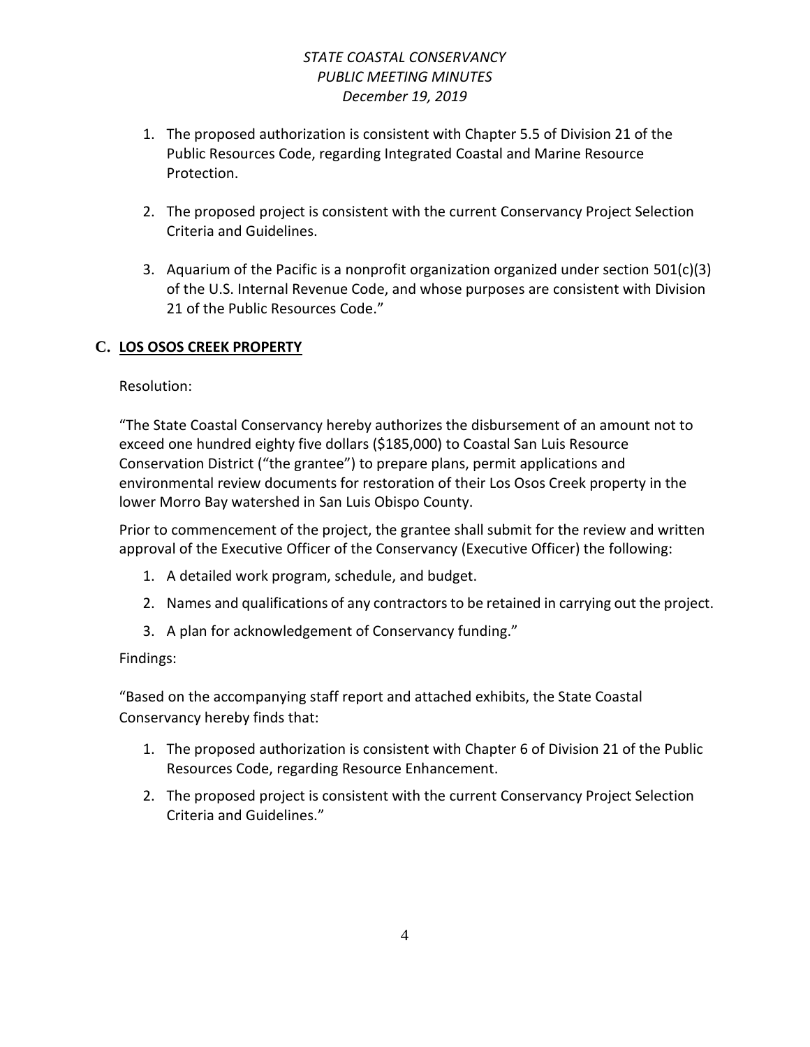1. The proposed authorization is consistent with Chapter 5.5 of Division 21 of the Public Resources Code, regarding Integrated Coastal and Marine Resource Protection.

2. The proposed project is consistent with the current Conservancy Project Selection Criteria and Guidelines.

3. Aquarium of the Pacific is a nonprofit organization organized under section 501(c)(3) of the U.S. Internal Revenue Code, and whose purposes are consistent with Division 21 of the Public Resources Code."

## C. LOS OSOS CREEK PROPERTY

Resolution:

"The State Coastal Conservancy hereby authorizes the disbursement of an amount not to exceed one hundred eighty five dollars ($185,000) to Coastal San Luis Resource Conservation District ("the grantee") to prepare plans, permit applications and environmental review documents for restoration of their Los Osos Creek property in the lower Morro Bay watershed in San Luis Obispo County.

Prior to commencement of the project, the grantee shall submit for the review and written approval of the Executive Officer of the Conservancy (Executive Officer) the following:

1. A detailed work program, schedule, and budget.
2. Names and qualifications of any contractors to be retained in carrying out the project.
3. A plan for acknowledgement of Conservancy funding."

Findings:

"Based on the accompanying staff report and attached exhibits, the State Coastal Conservancy hereby finds that:

1. The proposed authorization is consistent with Chapter 6 of Division 21 of the Public Resources Code, regarding Resource Enhancement.
2. The proposed project is consistent with the current Conservancy Project Selection Criteria and Guidelines."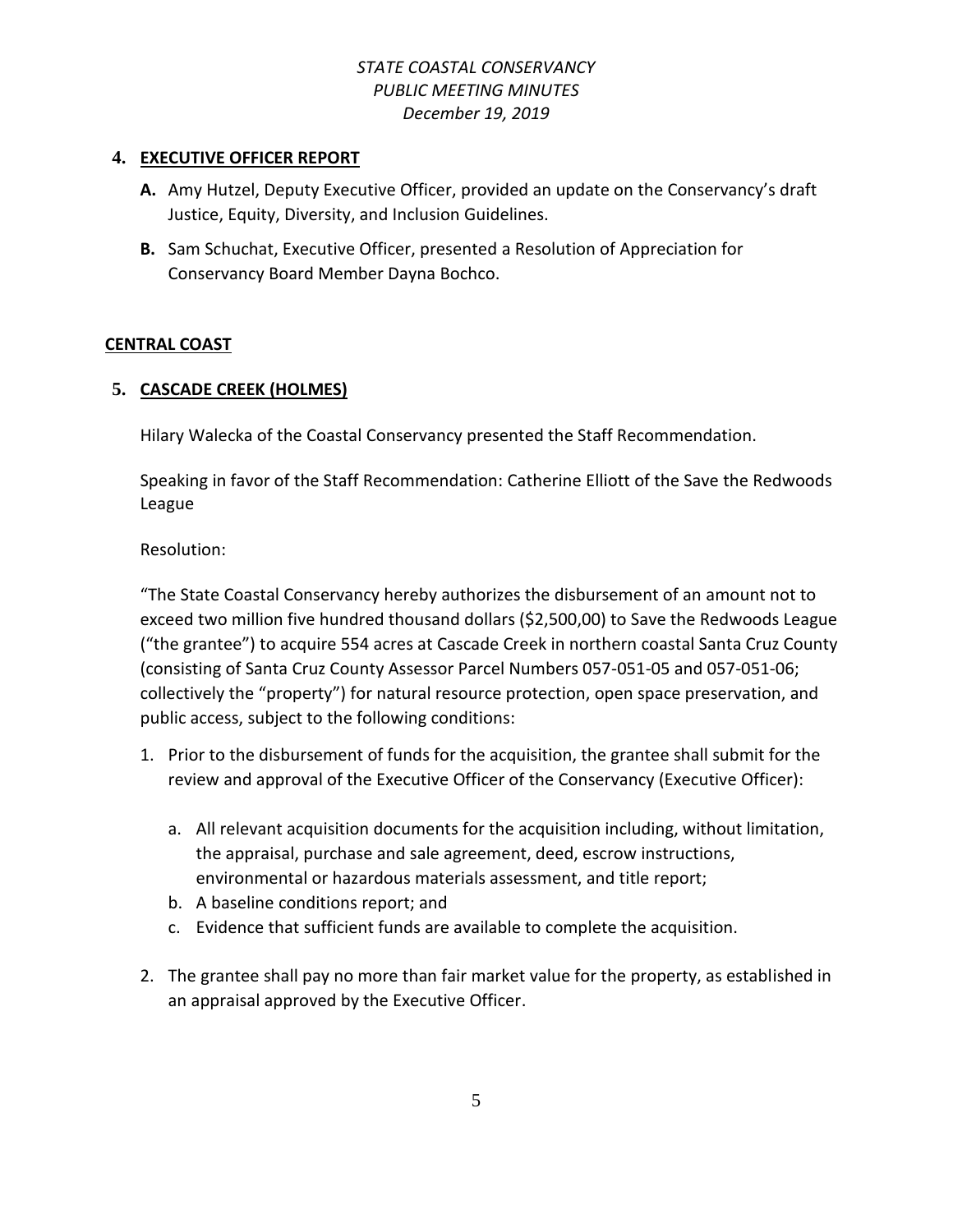## 4. EXECUTIVE OFFICER REPORT

**A.** Amy Hutzel, Deputy Executive Officer, provided an update on the Conservancy's draft Justice, Equity, Diversity, and Inclusion Guidelines.

**B.** Sam Schuchat, Executive Officer, presented a Resolution of Appreciation for Conservancy Board Member Dayna Bochco.

## CENTRAL COAST

## 5. CASCADE CREEK (HOLMES)

Hilary Walecka of the Coastal Conservancy presented the Staff Recommendation.

Speaking in favor of the Staff Recommendation: Catherine Elliott of the Save the Redwoods League

Resolution:

"The State Coastal Conservancy hereby authorizes the disbursement of an amount not to exceed two million five hundred thousand dollars ($2,500,00) to Save the Redwoods League ("the grantee") to acquire 554 acres at Cascade Creek in northern coastal Santa Cruz County (consisting of Santa Cruz County Assessor Parcel Numbers 057-051-05 and 057-051-06; collectively the "property") for natural resource protection, open space preservation, and public access, subject to the following conditions:

1. Prior to the disbursement of funds for the acquisition, the grantee shall submit for the review and approval of the Executive Officer of the Conservancy (Executive Officer):

    a. All relevant acquisition documents for the acquisition including, without limitation, the appraisal, purchase and sale agreement, deed, escrow instructions, environmental or hazardous materials assessment, and title report;
    b. A baseline conditions report; and
    c. Evidence that sufficient funds are available to complete the acquisition.

2. The grantee shall pay no more than fair market value for the property, as established in an appraisal approved by the Executive Officer.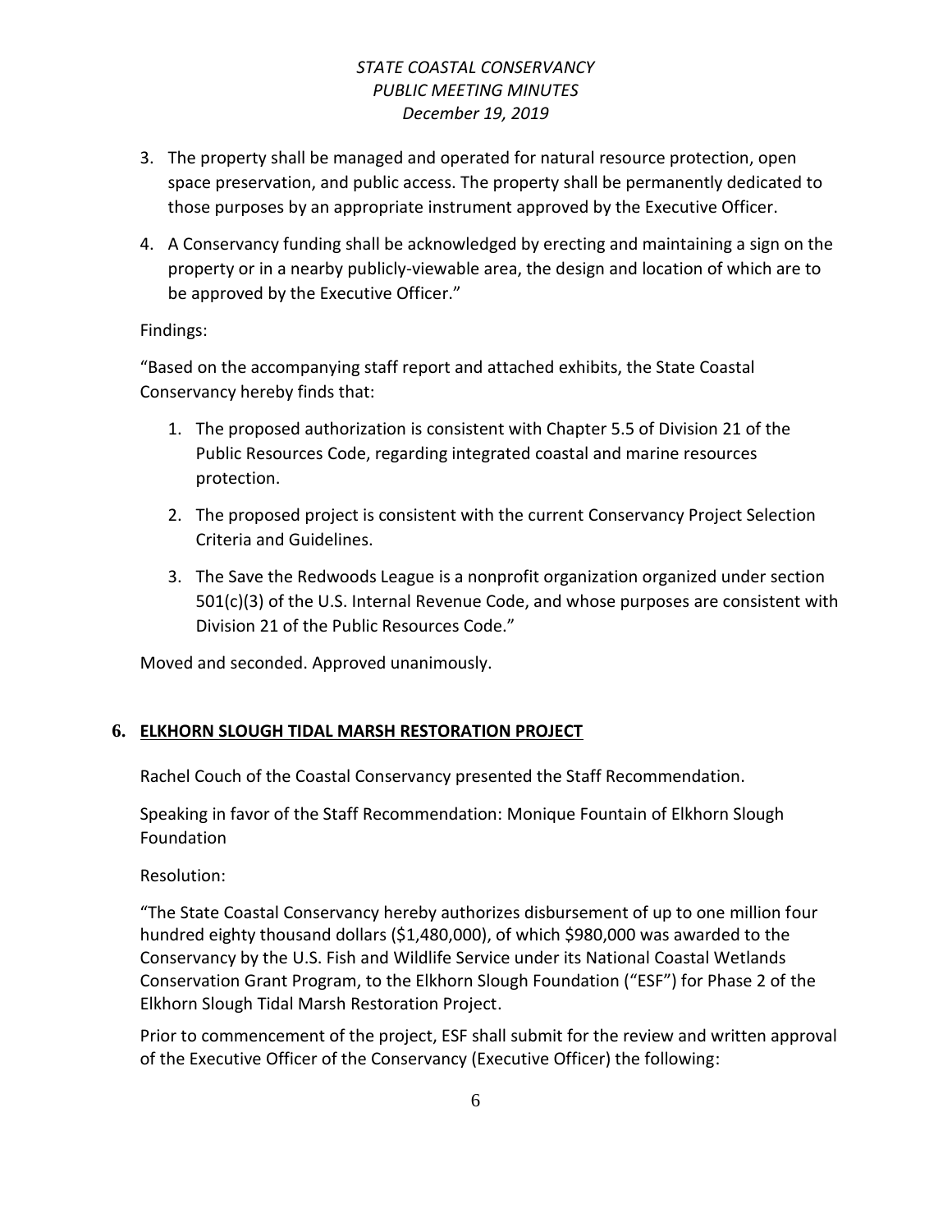3. The property shall be managed and operated for natural resource protection, open space preservation, and public access. The property shall be permanently dedicated to those purposes by an appropriate instrument approved by the Executive Officer.
4. A Conservancy funding shall be acknowledged by erecting and maintaining a sign on the property or in a nearby publicly-viewable area, the design and location of which are to be approved by the Executive Officer."

Findings:

"Based on the accompanying staff report and attached exhibits, the State Coastal Conservancy hereby finds that:

1. The proposed authorization is consistent with Chapter 5.5 of Division 21 of the Public Resources Code, regarding integrated coastal and marine resources protection.
2. The proposed project is consistent with the current Conservancy Project Selection Criteria and Guidelines.
3. The Save the Redwoods League is a nonprofit organization organized under section 501(c)(3) of the U.S. Internal Revenue Code, and whose purposes are consistent with Division 21 of the Public Resources Code."

Moved and seconded. Approved unanimously.

## 6. ELKHORN SLOUGH TIDAL MARSH RESTORATION PROJECT

Rachel Couch of the Coastal Conservancy presented the Staff Recommendation.

Speaking in favor of the Staff Recommendation: Monique Fountain of Elkhorn Slough Foundation

Resolution:

"The State Coastal Conservancy hereby authorizes disbursement of up to one million four hundred eighty thousand dollars ($1,480,000), of which $980,000 was awarded to the Conservancy by the U.S. Fish and Wildlife Service under its National Coastal Wetlands Conservation Grant Program, to the Elkhorn Slough Foundation ("ESF") for Phase 2 of the Elkhorn Slough Tidal Marsh Restoration Project.

Prior to commencement of the project, ESF shall submit for the review and written approval of the Executive Officer of the Conservancy (Executive Officer) the following: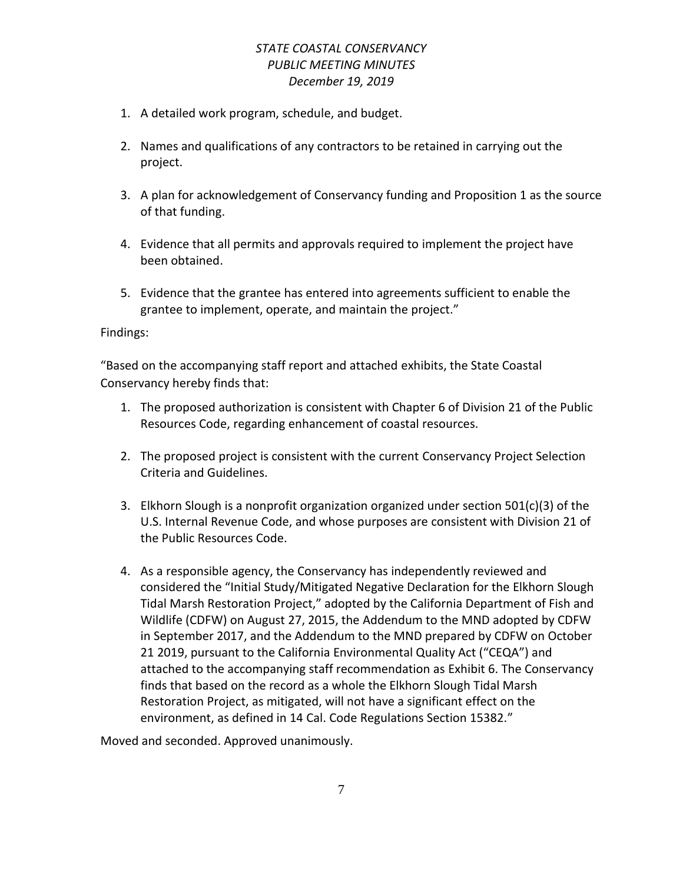1. A detailed work program, schedule, and budget.

2. Names and qualifications of any contractors to be retained in carrying out the project.

3. A plan for acknowledgement of Conservancy funding and Proposition 1 as the source of that funding.

4. Evidence that all permits and approvals required to implement the project have been obtained.

5. Evidence that the grantee has entered into agreements sufficient to enable the grantee to implement, operate, and maintain the project."

Findings:

"Based on the accompanying staff report and attached exhibits, the State Coastal Conservancy hereby finds that:

1. The proposed authorization is consistent with Chapter 6 of Division 21 of the Public Resources Code, regarding enhancement of coastal resources.

2. The proposed project is consistent with the current Conservancy Project Selection Criteria and Guidelines.

3. Elkhorn Slough is a nonprofit organization organized under section 501(c)(3) of the U.S. Internal Revenue Code, and whose purposes are consistent with Division 21 of the Public Resources Code.

4. As a responsible agency, the Conservancy has independently reviewed and considered the "Initial Study/Mitigated Negative Declaration for the Elkhorn Slough Tidal Marsh Restoration Project," adopted by the California Department of Fish and Wildlife (CDFW) on August 27, 2015, the Addendum to the MND adopted by CDFW in September 2017, and the Addendum to the MND prepared by CDFW on October 21 2019, pursuant to the California Environmental Quality Act ("CEQA") and attached to the accompanying staff recommendation as Exhibit 6. The Conservancy finds that based on the record as a whole the Elkhorn Slough Tidal Marsh Restoration Project, as mitigated, will not have a significant effect on the environment, as defined in 14 Cal. Code Regulations Section 15382."

Moved and seconded. Approved unanimously.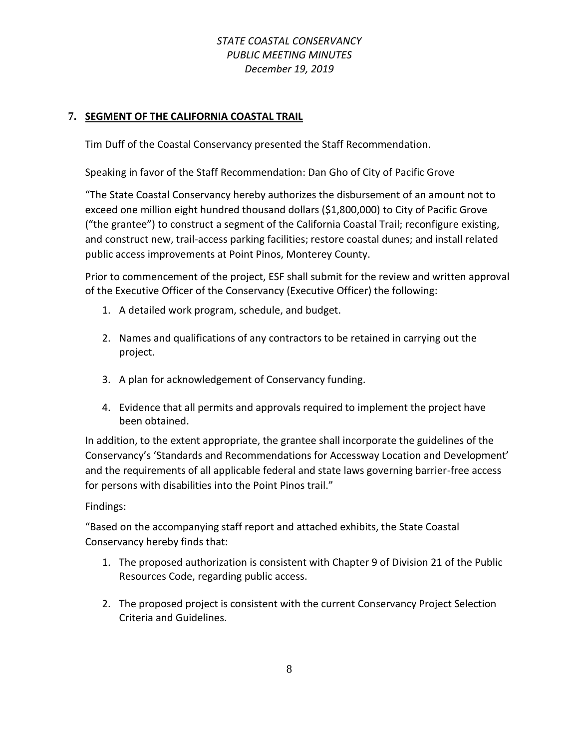## 7. SEGMENT OF THE CALIFORNIA COASTAL TRAIL

Tim Duff of the Coastal Conservancy presented the Staff Recommendation.

Speaking in favor of the Staff Recommendation: Dan Gho of City of Pacific Grove

"The State Coastal Conservancy hereby authorizes the disbursement of an amount not to exceed one million eight hundred thousand dollars ($1,800,000) to City of Pacific Grove ("the grantee") to construct a segment of the California Coastal Trail; reconfigure existing, and construct new, trail-access parking facilities; restore coastal dunes; and install related public access improvements at Point Pinos, Monterey County.

Prior to commencement of the project, ESF shall submit for the review and written approval of the Executive Officer of the Conservancy (Executive Officer) the following:

1. A detailed work program, schedule, and budget.
2. Names and qualifications of any contractors to be retained in carrying out the project.
3. A plan for acknowledgement of Conservancy funding.
4. Evidence that all permits and approvals required to implement the project have been obtained.

In addition, to the extent appropriate, the grantee shall incorporate the guidelines of the Conservancy's 'Standards and Recommendations for Accessway Location and Development' and the requirements of all applicable federal and state laws governing barrier-free access for persons with disabilities into the Point Pinos trail."

Findings:

"Based on the accompanying staff report and attached exhibits, the State Coastal Conservancy hereby finds that:

1. The proposed authorization is consistent with Chapter 9 of Division 21 of the Public Resources Code, regarding public access.
2. The proposed project is consistent with the current Conservancy Project Selection Criteria and Guidelines.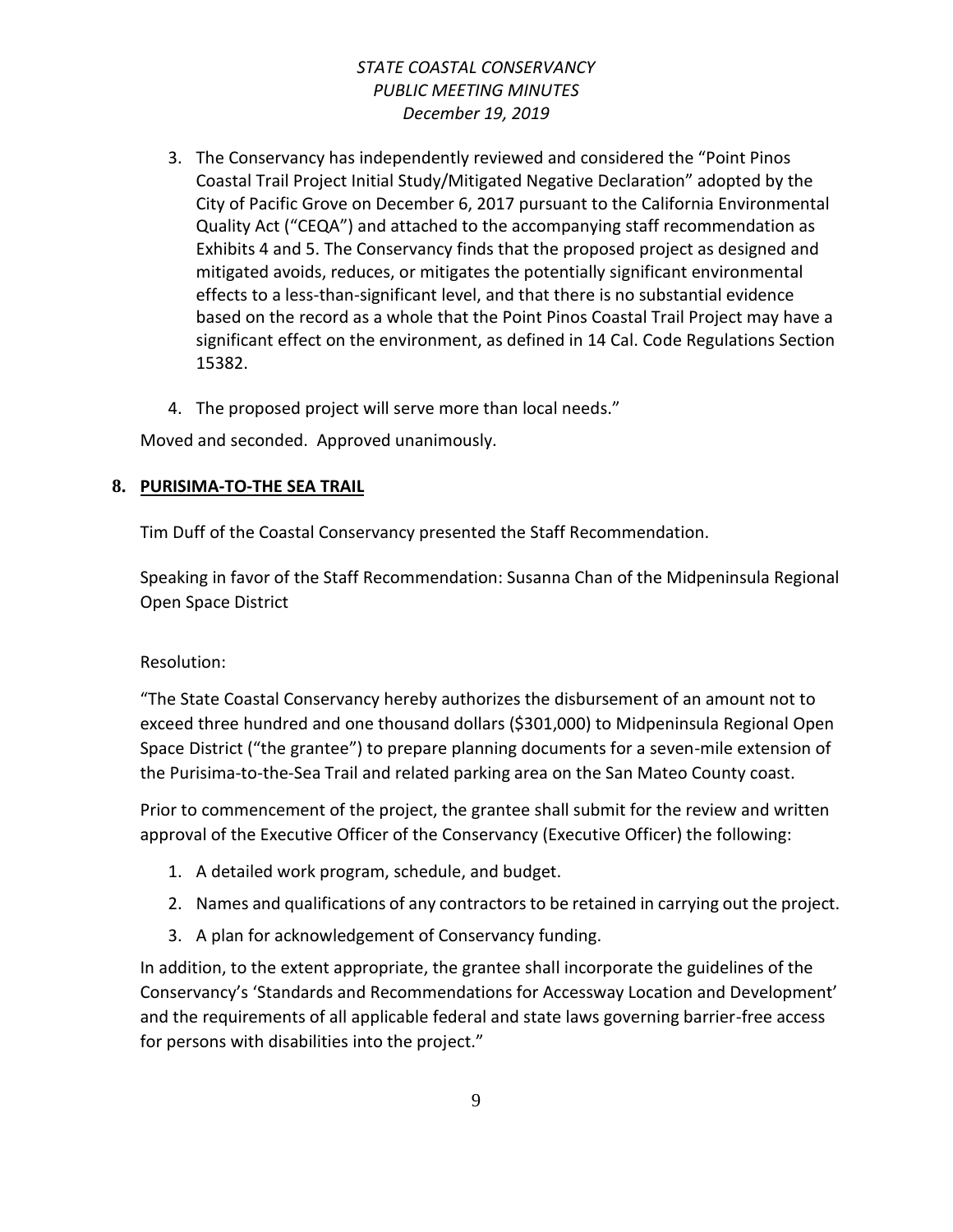3. The Conservancy has independently reviewed and considered the "Point Pinos Coastal Trail Project Initial Study/Mitigated Negative Declaration" adopted by the City of Pacific Grove on December 6, 2017 pursuant to the California Environmental Quality Act ("CEQA") and attached to the accompanying staff recommendation as Exhibits 4 and 5. The Conservancy finds that the proposed project as designed and mitigated avoids, reduces, or mitigates the potentially significant environmental effects to a less-than-significant level, and that there is no substantial evidence based on the record as a whole that the Point Pinos Coastal Trail Project may have a significant effect on the environment, as defined in 14 Cal. Code Regulations Section 15382.

4. The proposed project will serve more than local needs."

Moved and seconded. Approved unanimously.

## 8. PURISIMA-TO-THE SEA TRAIL

Tim Duff of the Coastal Conservancy presented the Staff Recommendation.

Speaking in favor of the Staff Recommendation: Susanna Chan of the Midpeninsula Regional Open Space District

Resolution:

"The State Coastal Conservancy hereby authorizes the disbursement of an amount not to exceed three hundred and one thousand dollars ($301,000) to Midpeninsula Regional Open Space District ("the grantee") to prepare planning documents for a seven-mile extension of the Purisima-to-the-Sea Trail and related parking area on the San Mateo County coast.

Prior to commencement of the project, the grantee shall submit for the review and written approval of the Executive Officer of the Conservancy (Executive Officer) the following:

1. A detailed work program, schedule, and budget.
2. Names and qualifications of any contractors to be retained in carrying out the project.
3. A plan for acknowledgement of Conservancy funding.

In addition, to the extent appropriate, the grantee shall incorporate the guidelines of the Conservancy's 'Standards and Recommendations for Accessway Location and Development' and the requirements of all applicable federal and state laws governing barrier-free access for persons with disabilities into the project."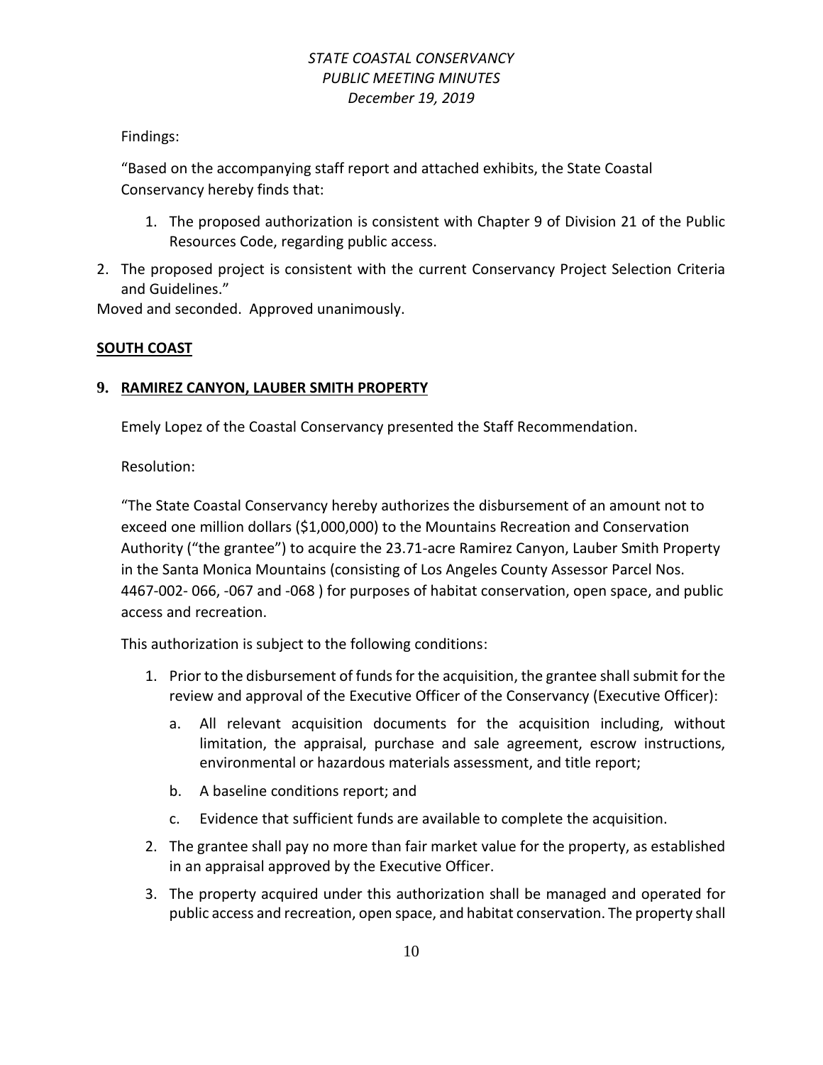Findings:

"Based on the accompanying staff report and attached exhibits, the State Coastal Conservancy hereby finds that:

1. The proposed authorization is consistent with Chapter 9 of Division 21 of the Public Resources Code, regarding public access.
2. The proposed project is consistent with the current Conservancy Project Selection Criteria and Guidelines."

Moved and seconded. Approved unanimously.

**SOUTH COAST**

## 9. RAMIREZ CANYON, LAUBER SMITH PROPERTY

Emely Lopez of the Coastal Conservancy presented the Staff Recommendation.

Resolution:

"The State Coastal Conservancy hereby authorizes the disbursement of an amount not to exceed one million dollars ($1,000,000) to the Mountains Recreation and Conservation Authority ("the grantee") to acquire the 23.71-acre Ramirez Canyon, Lauber Smith Property in the Santa Monica Mountains (consisting of Los Angeles County Assessor Parcel Nos. 4467-002- 066, -067 and -068 ) for purposes of habitat conservation, open space, and public access and recreation.

This authorization is subject to the following conditions:

1. Prior to the disbursement of funds for the acquisition, the grantee shall submit for the review and approval of the Executive Officer of the Conservancy (Executive Officer):
   a. All relevant acquisition documents for the acquisition including, without limitation, the appraisal, purchase and sale agreement, escrow instructions, environmental or hazardous materials assessment, and title report;
   b. A baseline conditions report; and
   c. Evidence that sufficient funds are available to complete the acquisition.
2. The grantee shall pay no more than fair market value for the property, as established in an appraisal approved by the Executive Officer.
3. The property acquired under this authorization shall be managed and operated for public access and recreation, open space, and habitat conservation. The property shall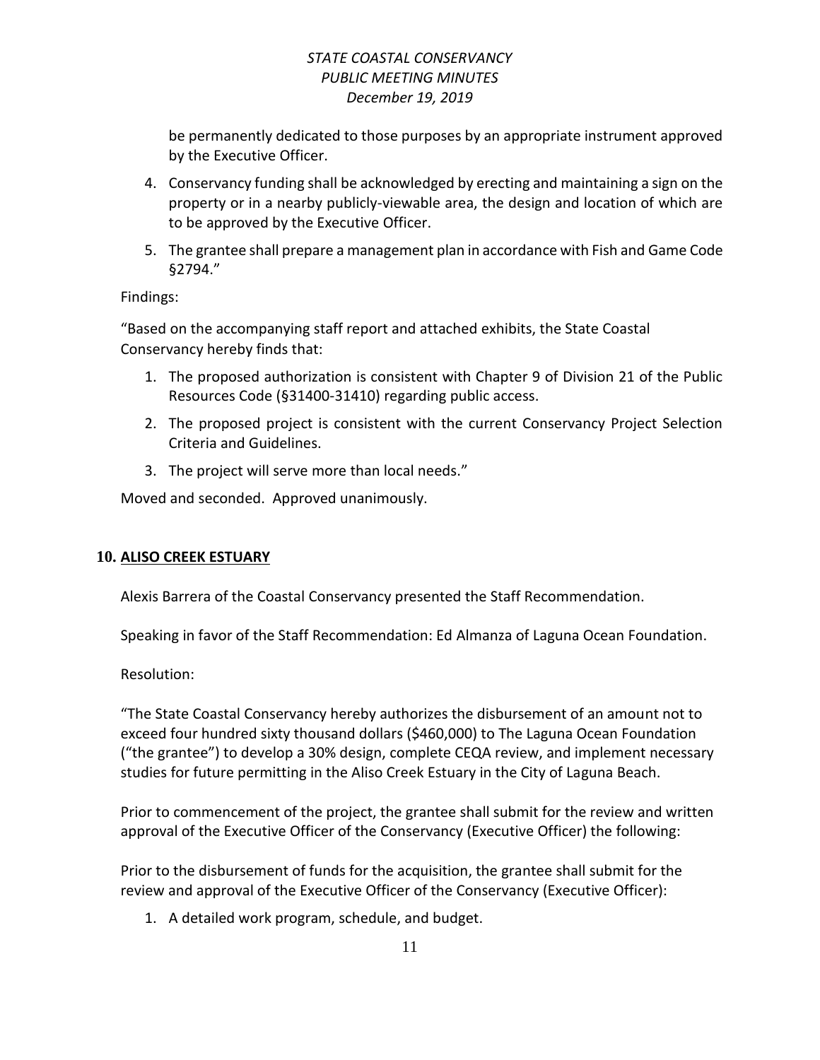be permanently dedicated to those purposes by an appropriate instrument approved by the Executive Officer.

4. Conservancy funding shall be acknowledged by erecting and maintaining a sign on the property or in a nearby publicly-viewable area, the design and location of which are to be approved by the Executive Officer.
5. The grantee shall prepare a management plan in accordance with Fish and Game Code §2794."

Findings:

"Based on the accompanying staff report and attached exhibits, the State Coastal Conservancy hereby finds that:

1. The proposed authorization is consistent with Chapter 9 of Division 21 of the Public Resources Code (§31400-31410) regarding public access.
2. The proposed project is consistent with the current Conservancy Project Selection Criteria and Guidelines.
3. The project will serve more than local needs."

Moved and seconded. Approved unanimously.

## 10. ALISO CREEK ESTUARY

Alexis Barrera of the Coastal Conservancy presented the Staff Recommendation.

Speaking in favor of the Staff Recommendation: Ed Almanza of Laguna Ocean Foundation.

Resolution:

"The State Coastal Conservancy hereby authorizes the disbursement of an amount not to exceed four hundred sixty thousand dollars ($460,000) to The Laguna Ocean Foundation ("the grantee") to develop a 30% design, complete CEQA review, and implement necessary studies for future permitting in the Aliso Creek Estuary in the City of Laguna Beach.

Prior to commencement of the project, the grantee shall submit for the review and written approval of the Executive Officer of the Conservancy (Executive Officer) the following:

Prior to the disbursement of funds for the acquisition, the grantee shall submit for the review and approval of the Executive Officer of the Conservancy (Executive Officer):

1. A detailed work program, schedule, and budget.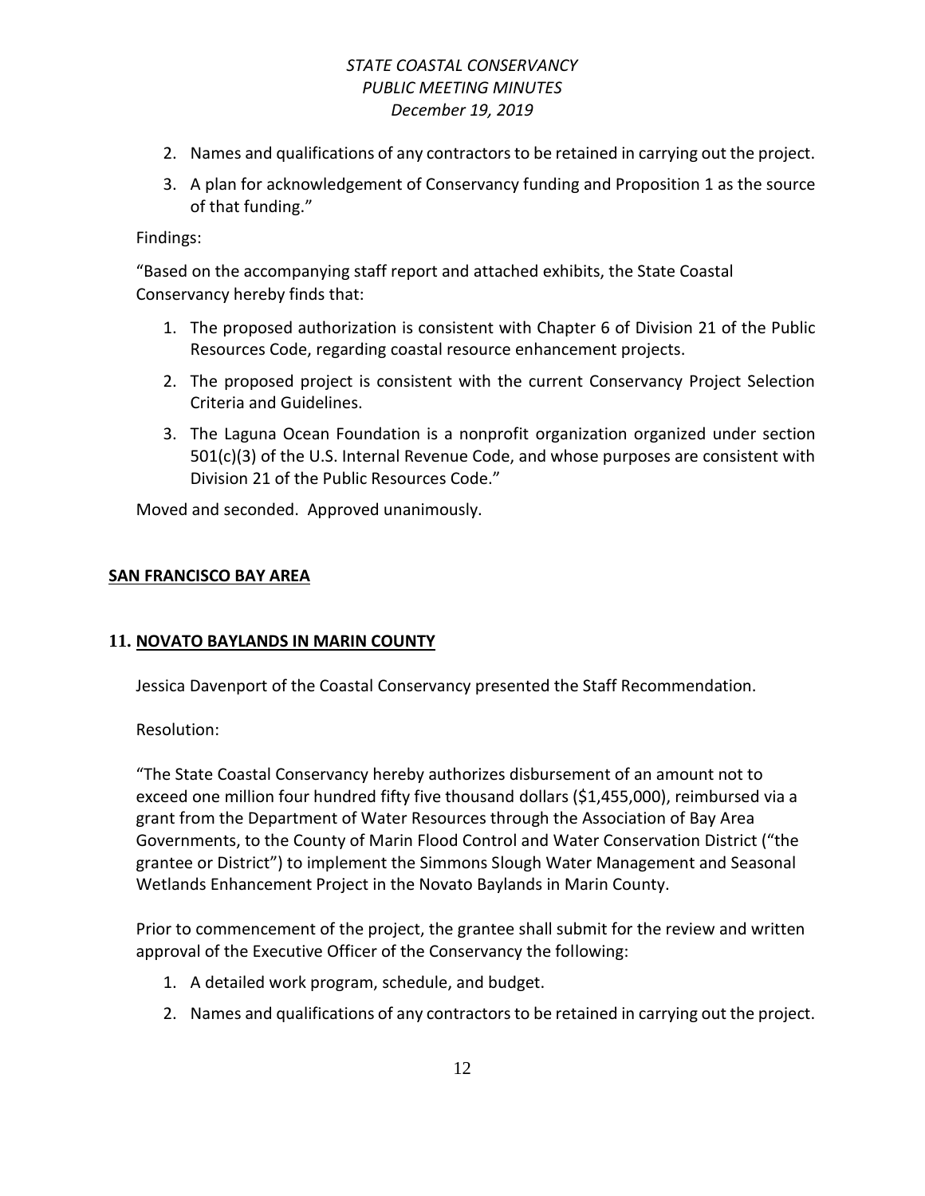2. Names and qualifications of any contractors to be retained in carrying out the project.
3. A plan for acknowledgement of Conservancy funding and Proposition 1 as the source of that funding."

Findings:

"Based on the accompanying staff report and attached exhibits, the State Coastal Conservancy hereby finds that:

1. The proposed authorization is consistent with Chapter 6 of Division 21 of the Public Resources Code, regarding coastal resource enhancement projects.
2. The proposed project is consistent with the current Conservancy Project Selection Criteria and Guidelines.
3. The Laguna Ocean Foundation is a nonprofit organization organized under section 501(c)(3) of the U.S. Internal Revenue Code, and whose purposes are consistent with Division 21 of the Public Resources Code."

Moved and seconded. Approved unanimously.

## **SAN FRANCISCO BAY AREA**

### **11. NOVATO BAYLANDS IN MARIN COUNTY**

Jessica Davenport of the Coastal Conservancy presented the Staff Recommendation.

Resolution:

"The State Coastal Conservancy hereby authorizes disbursement of an amount not to exceed one million four hundred fifty five thousand dollars ($1,455,000), reimbursed via a grant from the Department of Water Resources through the Association of Bay Area Governments, to the County of Marin Flood Control and Water Conservation District ("the grantee or District") to implement the Simmons Slough Water Management and Seasonal Wetlands Enhancement Project in the Novato Baylands in Marin County.

Prior to commencement of the project, the grantee shall submit for the review and written approval of the Executive Officer of the Conservancy the following:

1. A detailed work program, schedule, and budget.
2. Names and qualifications of any contractors to be retained in carrying out the project.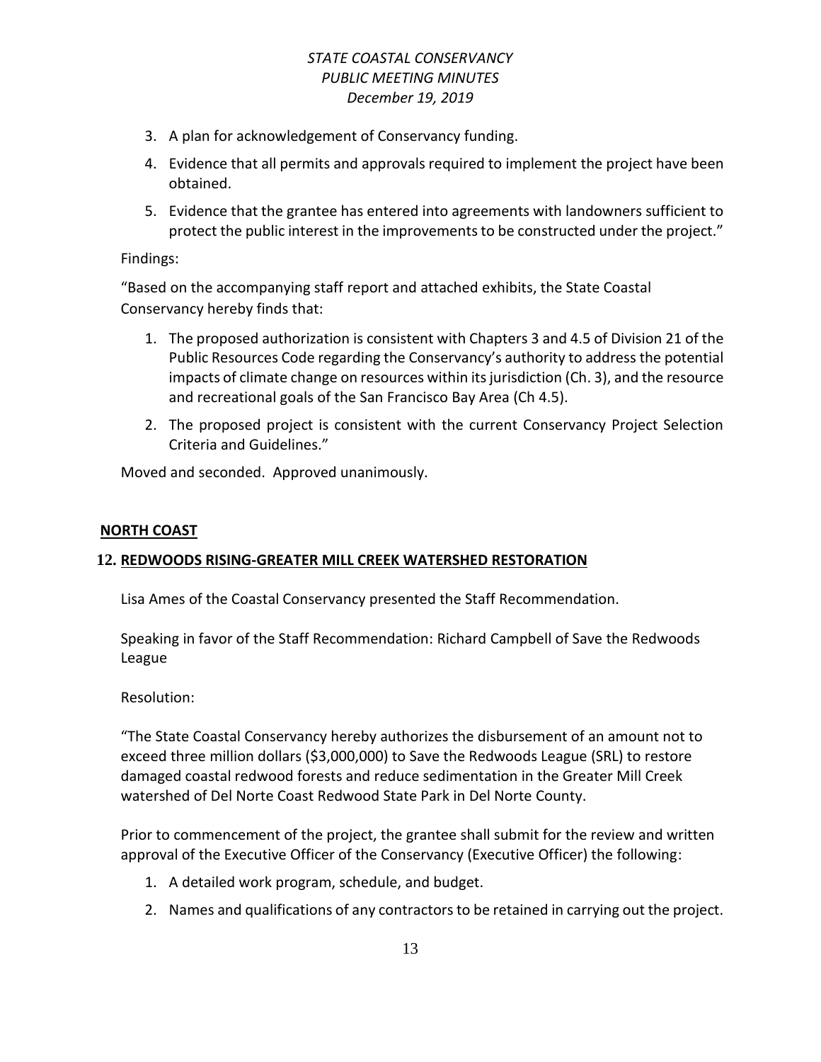3. A plan for acknowledgement of Conservancy funding.
4. Evidence that all permits and approvals required to implement the project have been obtained.
5. Evidence that the grantee has entered into agreements with landowners sufficient to protect the public interest in the improvements to be constructed under the project."

Findings:

"Based on the accompanying staff report and attached exhibits, the State Coastal Conservancy hereby finds that:

1. The proposed authorization is consistent with Chapters 3 and 4.5 of Division 21 of the Public Resources Code regarding the Conservancy's authority to address the potential impacts of climate change on resources within its jurisdiction (Ch. 3), and the resource and recreational goals of the San Francisco Bay Area (Ch 4.5).
2. The proposed project is consistent with the current Conservancy Project Selection Criteria and Guidelines."

Moved and seconded. Approved unanimously.

## NORTH COAST

### 12. REDWOODS RISING-GREATER MILL CREEK WATERSHED RESTORATION

Lisa Ames of the Coastal Conservancy presented the Staff Recommendation.

Speaking in favor of the Staff Recommendation: Richard Campbell of Save the Redwoods League

Resolution:

"The State Coastal Conservancy hereby authorizes the disbursement of an amount not to exceed three million dollars ($3,000,000) to Save the Redwoods League (SRL) to restore damaged coastal redwood forests and reduce sedimentation in the Greater Mill Creek watershed of Del Norte Coast Redwood State Park in Del Norte County.

Prior to commencement of the project, the grantee shall submit for the review and written approval of the Executive Officer of the Conservancy (Executive Officer) the following:

1. A detailed work program, schedule, and budget.
2. Names and qualifications of any contractors to be retained in carrying out the project.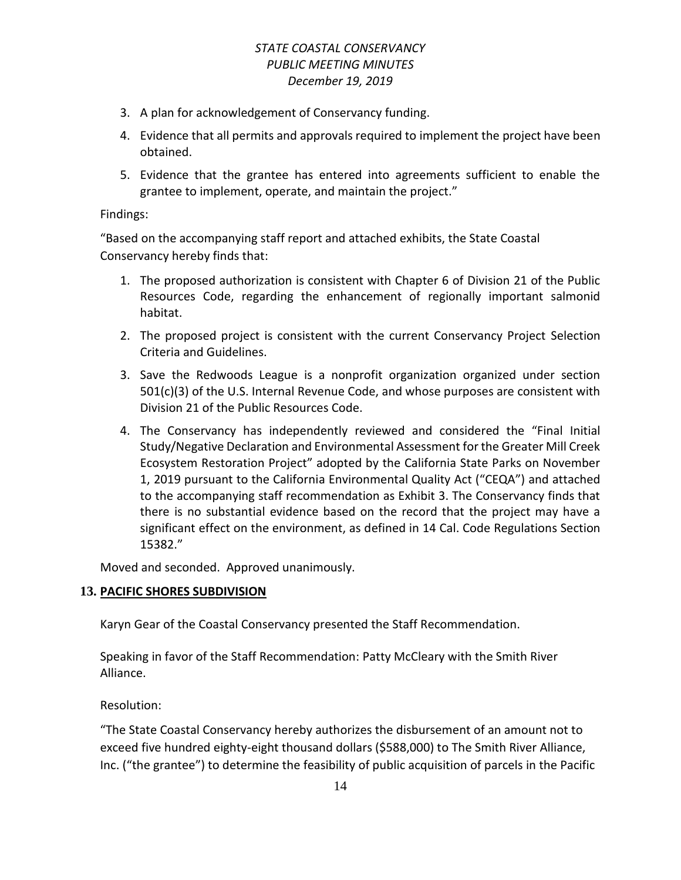3. A plan for acknowledgement of Conservancy funding.
4. Evidence that all permits and approvals required to implement the project have been obtained.
5. Evidence that the grantee has entered into agreements sufficient to enable the grantee to implement, operate, and maintain the project."

Findings:

"Based on the accompanying staff report and attached exhibits, the State Coastal Conservancy hereby finds that:

1. The proposed authorization is consistent with Chapter 6 of Division 21 of the Public Resources Code, regarding the enhancement of regionally important salmonid habitat.
2. The proposed project is consistent with the current Conservancy Project Selection Criteria and Guidelines.
3. Save the Redwoods League is a nonprofit organization organized under section 501(c)(3) of the U.S. Internal Revenue Code, and whose purposes are consistent with Division 21 of the Public Resources Code.
4. The Conservancy has independently reviewed and considered the "Final Initial Study/Negative Declaration and Environmental Assessment for the Greater Mill Creek Ecosystem Restoration Project" adopted by the California State Parks on November 1, 2019 pursuant to the California Environmental Quality Act ("CEQA") and attached to the accompanying staff recommendation as Exhibit 3. The Conservancy finds that there is no substantial evidence based on the record that the project may have a significant effect on the environment, as defined in 14 Cal. Code Regulations Section 15382."

Moved and seconded. Approved unanimously.

## 13. PACIFIC SHORES SUBDIVISION

Karyn Gear of the Coastal Conservancy presented the Staff Recommendation.

Speaking in favor of the Staff Recommendation: Patty McCleary with the Smith River Alliance.

Resolution:

"The State Coastal Conservancy hereby authorizes the disbursement of an amount not to exceed five hundred eighty-eight thousand dollars ($588,000) to The Smith River Alliance, Inc. ("the grantee") to determine the feasibility of public acquisition of parcels in the Pacific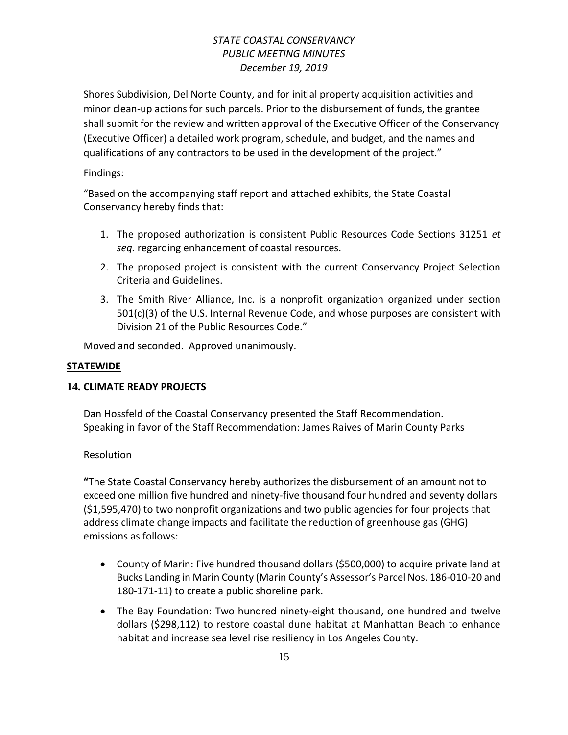Shores Subdivision, Del Norte County, and for initial property acquisition activities and minor clean-up actions for such parcels. Prior to the disbursement of funds, the grantee shall submit for the review and written approval of the Executive Officer of the Conservancy (Executive Officer) a detailed work program, schedule, and budget, and the names and qualifications of any contractors to be used in the development of the project."

Findings:

"Based on the accompanying staff report and attached exhibits, the State Coastal Conservancy hereby finds that:

1. The proposed authorization is consistent Public Resources Code Sections 31251 *et seq.* regarding enhancement of coastal resources.
2. The proposed project is consistent with the current Conservancy Project Selection Criteria and Guidelines.
3. The Smith River Alliance, Inc. is a nonprofit organization organized under section 501(c)(3) of the U.S. Internal Revenue Code, and whose purposes are consistent with Division 21 of the Public Resources Code."

Moved and seconded. Approved unanimously.

**STATEWIDE**

**14. CLIMATE READY PROJECTS**

Dan Hossfeld of the Coastal Conservancy presented the Staff Recommendation.
Speaking in favor of the Staff Recommendation: James Raives of Marin County Parks

Resolution

**"**The State Coastal Conservancy hereby authorizes the disbursement of an amount not to exceed one million five hundred and ninety-five thousand four hundred and seventy dollars ($1,595,470) to two nonprofit organizations and two public agencies for four projects that address climate change impacts and facilitate the reduction of greenhouse gas (GHG) emissions as follows:

- County of Marin: Five hundred thousand dollars ($500,000) to acquire private land at Bucks Landing in Marin County (Marin County's Assessor's Parcel Nos. 186-010-20 and 180-171-11) to create a public shoreline park.
- The Bay Foundation: Two hundred ninety-eight thousand, one hundred and twelve dollars ($298,112) to restore coastal dune habitat at Manhattan Beach to enhance habitat and increase sea level rise resiliency in Los Angeles County.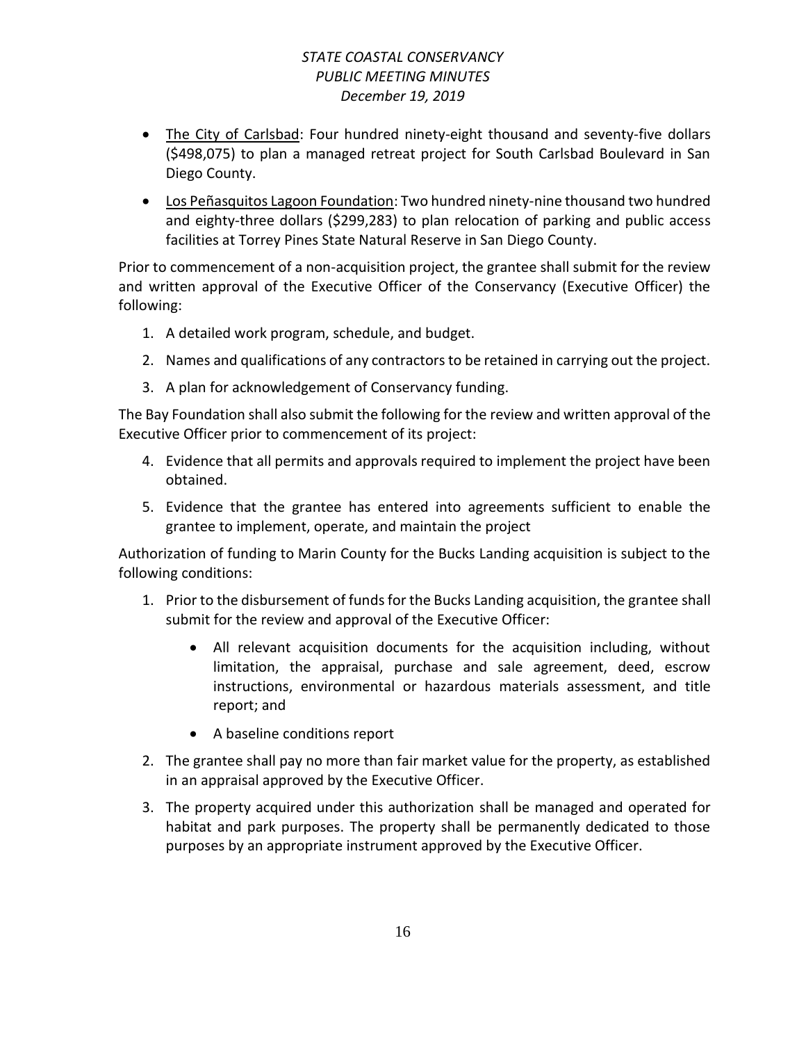- The City of Carlsbad: Four hundred ninety-eight thousand and seventy-five dollars ($498,075) to plan a managed retreat project for South Carlsbad Boulevard in San Diego County.
- Los Peñasquitos Lagoon Foundation: Two hundred ninety-nine thousand two hundred and eighty-three dollars ($299,283) to plan relocation of parking and public access facilities at Torrey Pines State Natural Reserve in San Diego County.

Prior to commencement of a non-acquisition project, the grantee shall submit for the review and written approval of the Executive Officer of the Conservancy (Executive Officer) the following:

1. A detailed work program, schedule, and budget.
2. Names and qualifications of any contractors to be retained in carrying out the project.
3. A plan for acknowledgement of Conservancy funding.

The Bay Foundation shall also submit the following for the review and written approval of the Executive Officer prior to commencement of its project:

4. Evidence that all permits and approvals required to implement the project have been obtained.
5. Evidence that the grantee has entered into agreements sufficient to enable the grantee to implement, operate, and maintain the project

Authorization of funding to Marin County for the Bucks Landing acquisition is subject to the following conditions:

1. Prior to the disbursement of funds for the Bucks Landing acquisition, the grantee shall submit for the review and approval of the Executive Officer:
    - All relevant acquisition documents for the acquisition including, without limitation, the appraisal, purchase and sale agreement, deed, escrow instructions, environmental or hazardous materials assessment, and title report; and
    - A baseline conditions report
2. The grantee shall pay no more than fair market value for the property, as established in an appraisal approved by the Executive Officer.
3. The property acquired under this authorization shall be managed and operated for habitat and park purposes. The property shall be permanently dedicated to those purposes by an appropriate instrument approved by the Executive Officer.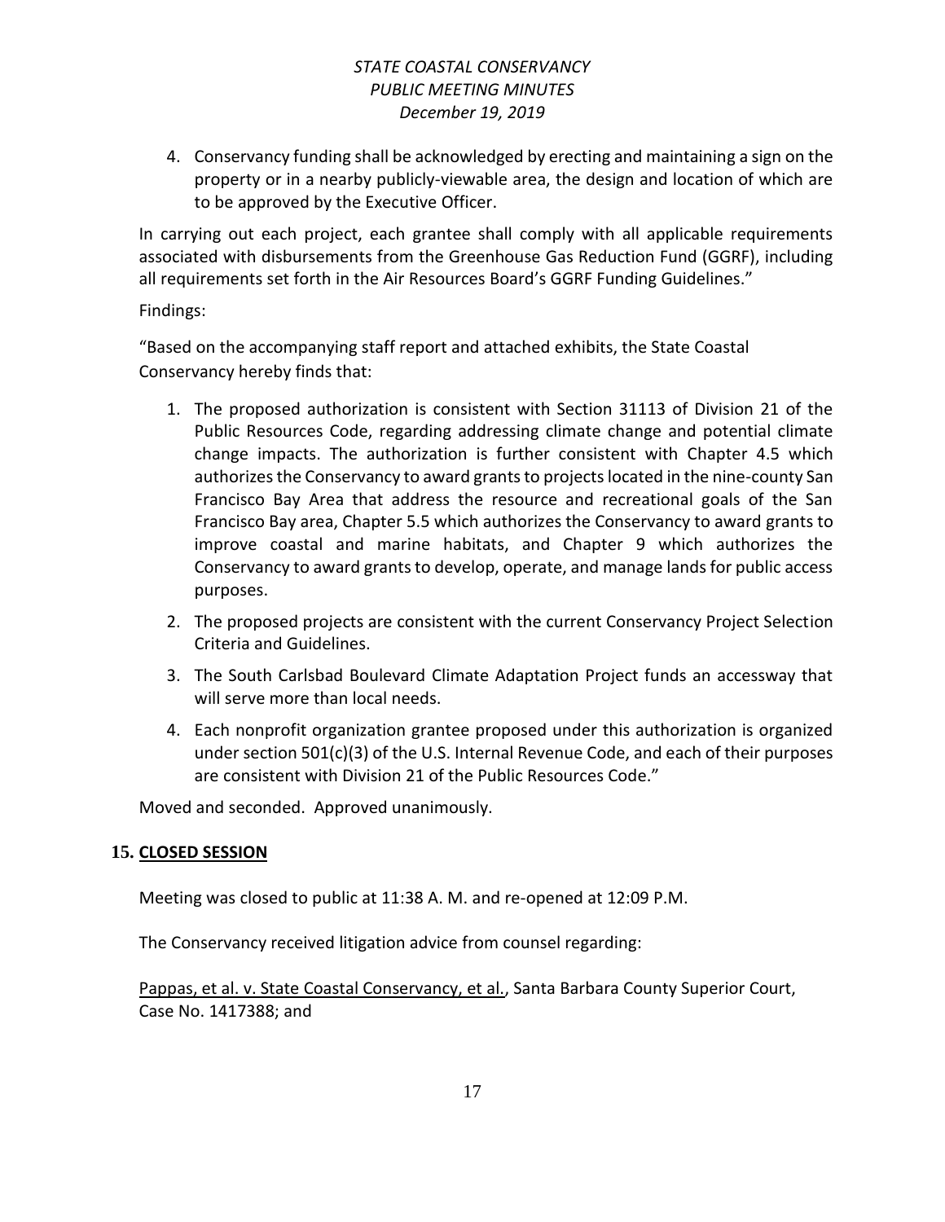4. Conservancy funding shall be acknowledged by erecting and maintaining a sign on the property or in a nearby publicly-viewable area, the design and location of which are to be approved by the Executive Officer.

In carrying out each project, each grantee shall comply with all applicable requirements associated with disbursements from the Greenhouse Gas Reduction Fund (GGRF), including all requirements set forth in the Air Resources Board's GGRF Funding Guidelines."

Findings:

"Based on the accompanying staff report and attached exhibits, the State Coastal Conservancy hereby finds that:

1. The proposed authorization is consistent with Section 31113 of Division 21 of the Public Resources Code, regarding addressing climate change and potential climate change impacts. The authorization is further consistent with Chapter 4.5 which authorizes the Conservancy to award grants to projects located in the nine-county San Francisco Bay Area that address the resource and recreational goals of the San Francisco Bay area, Chapter 5.5 which authorizes the Conservancy to award grants to improve coastal and marine habitats, and Chapter 9 which authorizes the Conservancy to award grants to develop, operate, and manage lands for public access purposes.
2. The proposed projects are consistent with the current Conservancy Project Selection Criteria and Guidelines.
3. The South Carlsbad Boulevard Climate Adaptation Project funds an accessway that will serve more than local needs.
4. Each nonprofit organization grantee proposed under this authorization is organized under section 501(c)(3) of the U.S. Internal Revenue Code, and each of their purposes are consistent with Division 21 of the Public Resources Code."

Moved and seconded. Approved unanimously.

## 15. CLOSED SESSION

Meeting was closed to public at 11:38 A. M. and re-opened at 12:09 P.M.

The Conservancy received litigation advice from counsel regarding:

Pappas, et al. v. State Coastal Conservancy, et al., Santa Barbara County Superior Court, Case No. 1417388; and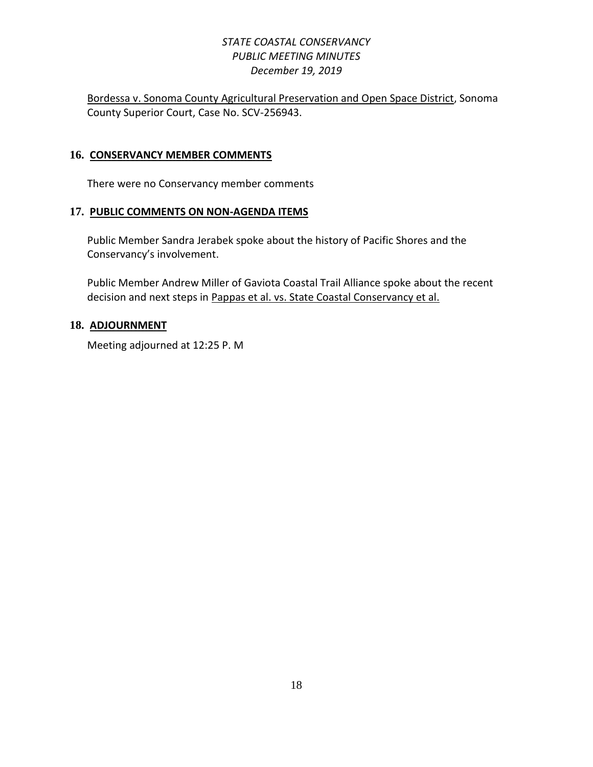Bordessa v. Sonoma County Agricultural Preservation and Open Space District, Sonoma County Superior Court, Case No. SCV-256943.

## 16. CONSERVANCY MEMBER COMMENTS

There were no Conservancy member comments

## 17. PUBLIC COMMENTS ON NON-AGENDA ITEMS

Public Member Sandra Jerabek spoke about the history of Pacific Shores and the Conservancy's involvement.

Public Member Andrew Miller of Gaviota Coastal Trail Alliance spoke about the recent decision and next steps in Pappas et al. vs. State Coastal Conservancy et al.

## 18. ADJOURNMENT

Meeting adjourned at 12:25 P. M